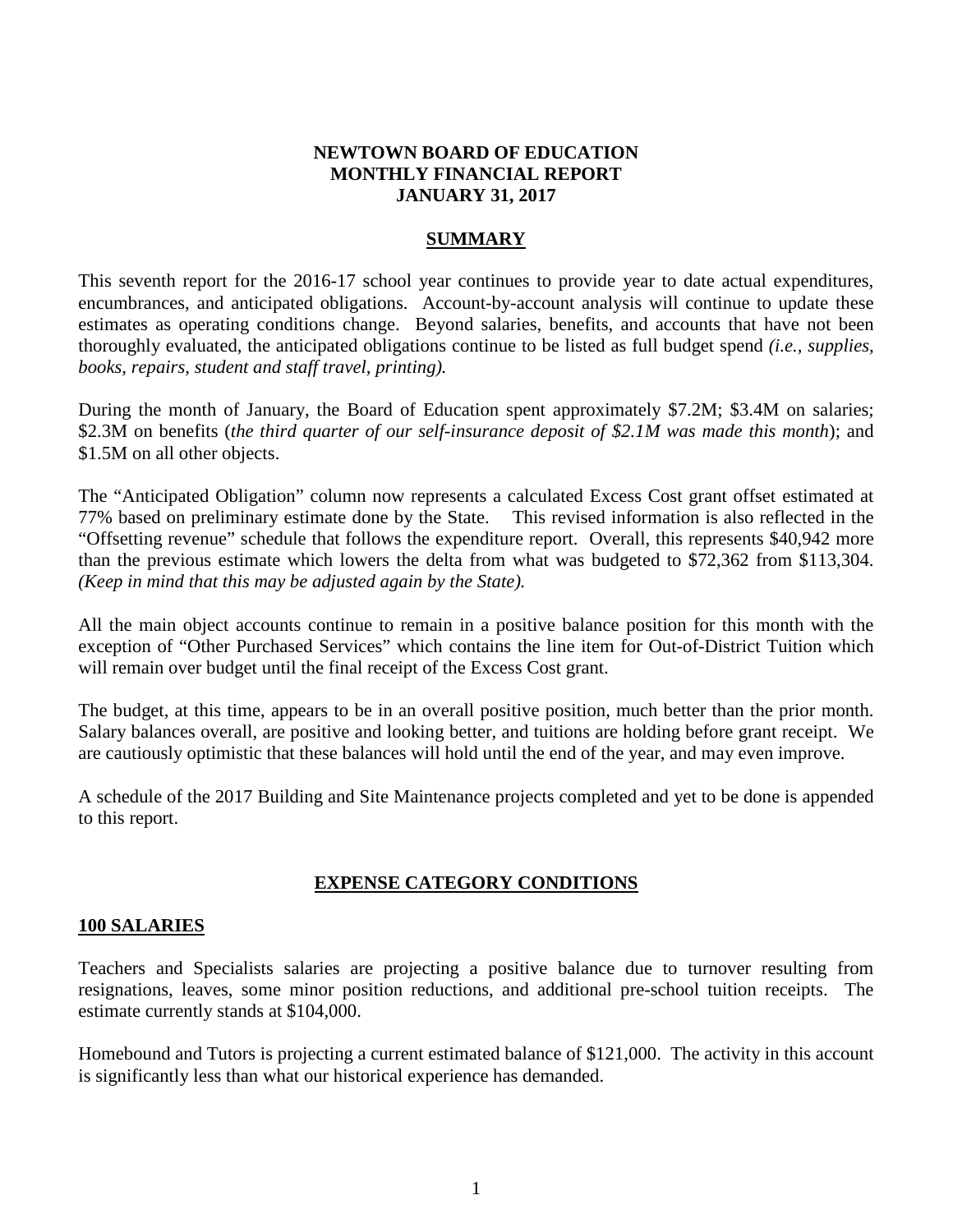# NEWTOWN BOARD OF EDUCATION
# MONTHLY FINANCIAL REPORT
# JANUARY 31, 2017

## SUMMARY

This seventh report for the 2016-17 school year continues to provide year to date actual expenditures, encumbrances, and anticipated obligations. Account-by-account analysis will continue to update these estimates as operating conditions change. Beyond salaries, benefits, and accounts that have not been thoroughly evaluated, the anticipated obligations continue to be listed as full budget spend *(i.e., supplies, books, repairs, student and staff travel, printing).*

During the month of January, the Board of Education spent approximately $7.2M; $3.4M on salaries; $2.3M on benefits (*the third quarter of our self-insurance deposit of $2.1M was made this month*); and $1.5M on all other objects.

The "Anticipated Obligation" column now represents a calculated Excess Cost grant offset estimated at 77% based on preliminary estimate done by the State. This revised information is also reflected in the "Offsetting revenue" schedule that follows the expenditure report. Overall, this represents $40,942 more than the previous estimate which lowers the delta from what was budgeted to $72,362 from $113,304. *(Keep in mind that this may be adjusted again by the State).*

All the main object accounts continue to remain in a positive balance position for this month with the exception of "Other Purchased Services" which contains the line item for Out-of-District Tuition which will remain over budget until the final receipt of the Excess Cost grant.

The budget, at this time, appears to be in an overall positive position, much better than the prior month. Salary balances overall, are positive and looking better, and tuitions are holding before grant receipt. We are cautiously optimistic that these balances will hold until the end of the year, and may even improve.

A schedule of the 2017 Building and Site Maintenance projects completed and yet to be done is appended to this report.

## EXPENSE CATEGORY CONDITIONS

### 100 SALARIES

Teachers and Specialists salaries are projecting a positive balance due to turnover resulting from resignations, leaves, some minor position reductions, and additional pre-school tuition receipts. The estimate currently stands at $104,000.

Homebound and Tutors is projecting a current estimated balance of $121,000. The activity in this account is significantly less than what our historical experience has demanded.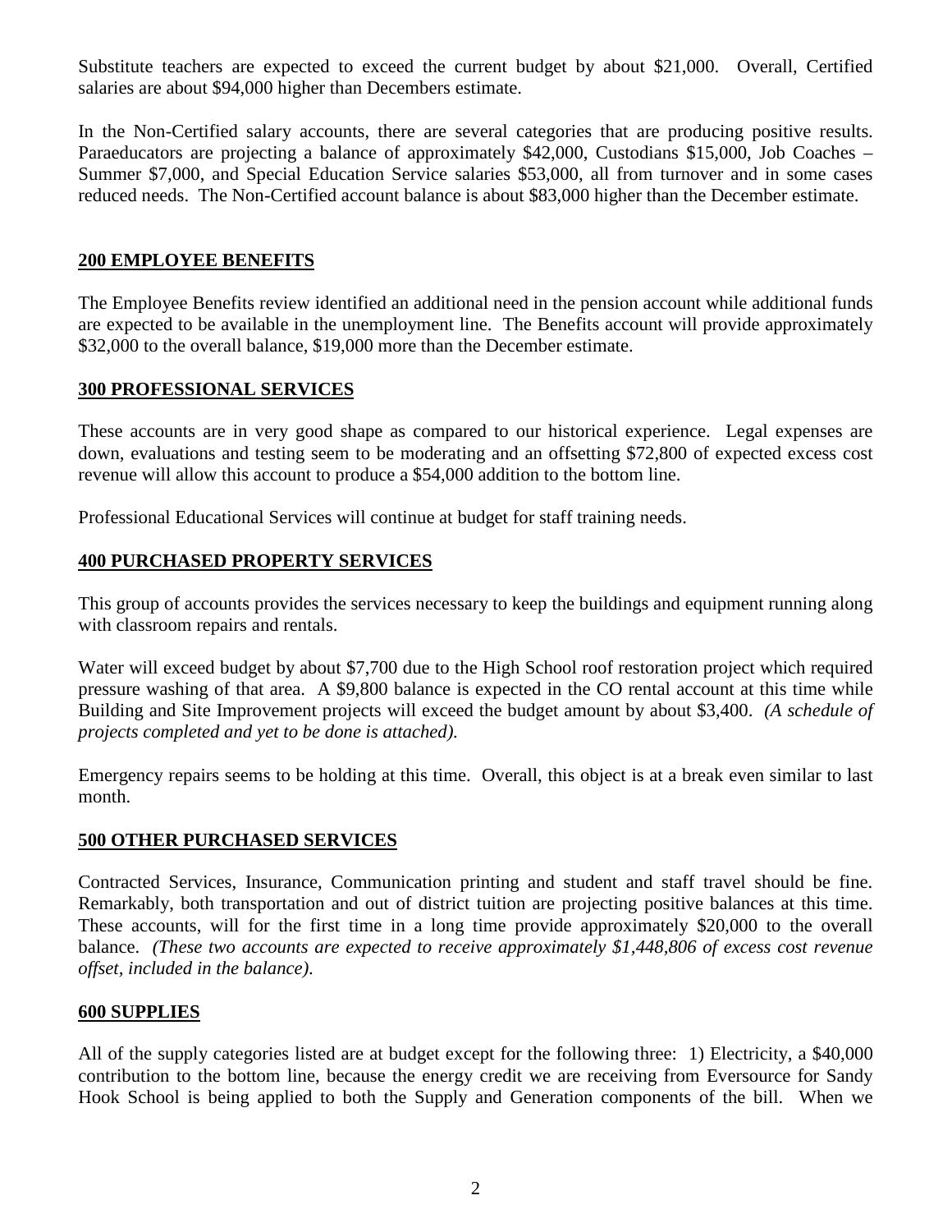Substitute teachers are expected to exceed the current budget by about $21,000. Overall, Certified salaries are about $94,000 higher than Decembers estimate.

In the Non-Certified salary accounts, there are several categories that are producing positive results. Paraeducators are projecting a balance of approximately $42,000, Custodians $15,000, Job Coaches – Summer $7,000, and Special Education Service salaries $53,000, all from turnover and in some cases reduced needs. The Non-Certified account balance is about $83,000 higher than the December estimate.

## 200 EMPLOYEE BENEFITS

The Employee Benefits review identified an additional need in the pension account while additional funds are expected to be available in the unemployment line. The Benefits account will provide approximately $32,000 to the overall balance, $19,000 more than the December estimate.

## 300 PROFESSIONAL SERVICES

These accounts are in very good shape as compared to our historical experience. Legal expenses are down, evaluations and testing seem to be moderating and an offsetting $72,800 of expected excess cost revenue will allow this account to produce a $54,000 addition to the bottom line.

Professional Educational Services will continue at budget for staff training needs.

## 400 PURCHASED PROPERTY SERVICES

This group of accounts provides the services necessary to keep the buildings and equipment running along with classroom repairs and rentals.

Water will exceed budget by about $7,700 due to the High School roof restoration project which required pressure washing of that area. A $9,800 balance is expected in the CO rental account at this time while Building and Site Improvement projects will exceed the budget amount by about $3,400. *(A schedule of projects completed and yet to be done is attached).*

Emergency repairs seems to be holding at this time. Overall, this object is at a break even similar to last month.

## 500 OTHER PURCHASED SERVICES

Contracted Services, Insurance, Communication printing and student and staff travel should be fine. Remarkably, both transportation and out of district tuition are projecting positive balances at this time. These accounts, will for the first time in a long time provide approximately $20,000 to the overall balance. *(These two accounts are expected to receive approximately $1,448,806 of excess cost revenue offset, included in the balance).*

## 600 SUPPLIES

All of the supply categories listed are at budget except for the following three: 1) Electricity, a $40,000 contribution to the bottom line, because the energy credit we are receiving from Eversource for Sandy Hook School is being applied to both the Supply and Generation components of the bill. When we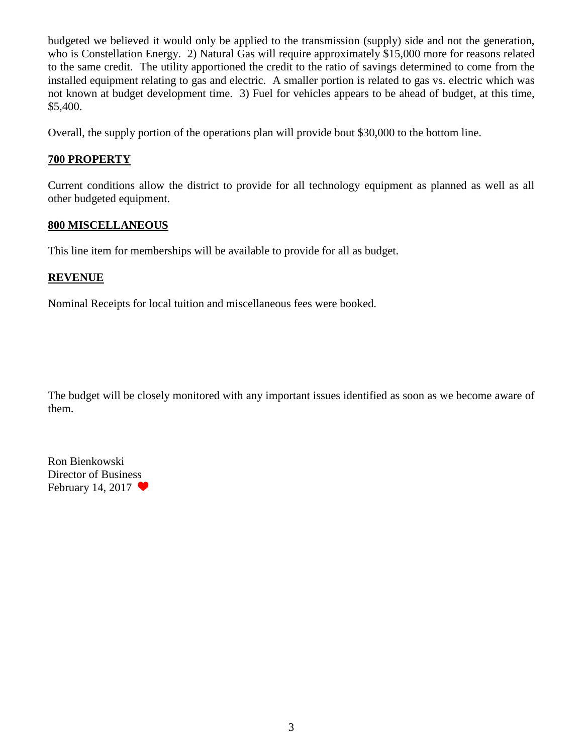budgeted we believed it would only be applied to the transmission (supply) side and not the generation, who is Constellation Energy. 2) Natural Gas will require approximately $15,000 more for reasons related to the same credit. The utility apportioned the credit to the ratio of savings determined to come from the installed equipment relating to gas and electric. A smaller portion is related to gas vs. electric which was not known at budget development time. 3) Fuel for vehicles appears to be ahead of budget, at this time, $5,400.

Overall, the supply portion of the operations plan will provide bout $30,000 to the bottom line.

**700 PROPERTY**

Current conditions allow the district to provide for all technology equipment as planned as well as all other budgeted equipment.

**800 MISCELLANEOUS**

This line item for memberships will be available to provide for all as budget.

**REVENUE**

Nominal Receipts for local tuition and miscellaneous fees were booked.

The budget will be closely monitored with any important issues identified as soon as we become aware of them.

Ron Bienkowski  
Director of Business  
February 14, 2017 ❤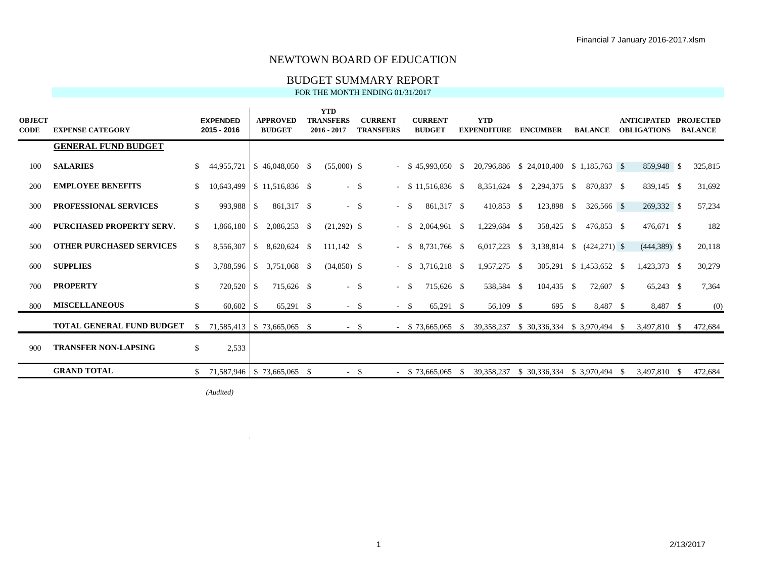# NEWTOWN BOARD OF EDUCATION

## BUDGET SUMMARY REPORT

FOR THE MONTH ENDING 01/31/2017

| OBJECT CODE | EXPENSE CATEGORY | EXPENDED 2015 - 2016 | APPROVED BUDGET | YTD TRANSFERS 2016 - 2017 | CURRENT TRANSFERS | CURRENT BUDGET | YTD EXPENDITURE | ENCUMBER | BALANCE | ANTICIPATED OBLIGATIONS | PROJECTED BALANCE |
|---|---|---|---|---|---|---|---|---|---|---|---|
| | **GENERAL FUND BUDGET** | | | | | | | | | | |
| 100 | **SALARIES** | $ 44,955,721 | $ 46,048,050 | $ (55,000) | $ - | $ 45,993,050 | $ 20,796,886 | $ 24,010,400 | $ 1,185,763 | $ 859,948 | $ 325,815 |
| 200 | **EMPLOYEE BENEFITS** | $ 10,643,499 | $ 11,516,836 | $ - | $ - | $ 11,516,836 | $ 8,351,624 | $ 2,294,375 | $ 870,837 | $ 839,145 | $ 31,692 |
| 300 | **PROFESSIONAL SERVICES** | $ 993,988 | $ 861,317 | $ - | $ - | $ 861,317 | $ 410,853 | $ 123,898 | $ 326,566 | $ 269,332 | $ 57,234 |
| 400 | **PURCHASED PROPERTY SERV.** | $ 1,866,180 | $ 2,086,253 | $ (21,292) | $ - | $ 2,064,961 | $ 1,229,684 | $ 358,425 | $ 476,853 | $ 476,671 | $ 182 |
| 500 | **OTHER PURCHASED SERVICES** | $ 8,556,307 | $ 8,620,624 | $ 111,142 | $ - | $ 8,731,766 | $ 6,017,223 | $ 3,138,814 | $ (424,271) | $ (444,389) | $ 20,118 |
| 600 | **SUPPLIES** | $ 3,788,596 | $ 3,751,068 | $ (34,850) | $ - | $ 3,716,218 | $ 1,957,275 | $ 305,291 | $ 1,453,652 | $ 1,423,373 | $ 30,279 |
| 700 | **PROPERTY** | $ 720,520 | $ 715,626 | $ - | $ - | $ 715,626 | $ 538,584 | $ 104,435 | $ 72,607 | $ 65,243 | $ 7,364 |
| 800 | **MISCELLANEOUS** | $ 60,602 | $ 65,291 | $ - | $ - | $ 65,291 | $ 56,109 | $ 695 | $ 8,487 | $ 8,487 | $ (0) |
| | **TOTAL GENERAL FUND BUDGET** | $ 71,585,413 | $ 73,665,065 | $ - | $ - | $ 73,665,065 | $ 39,358,237 | $ 30,336,334 | $ 3,970,494 | $ 3,497,810 | $ 472,684 |
| 900 | **TRANSFER NON-LAPSING** | $ 2,533 | | | | | | | | | |
| | **GRAND TOTAL** | $ 71,587,946 | $ 73,665,065 | $ - | $ - | $ 73,665,065 | $ 39,358,237 | $ 30,336,334 | $ 3,970,494 | $ 3,497,810 | $ 472,684 |

*(Audited)*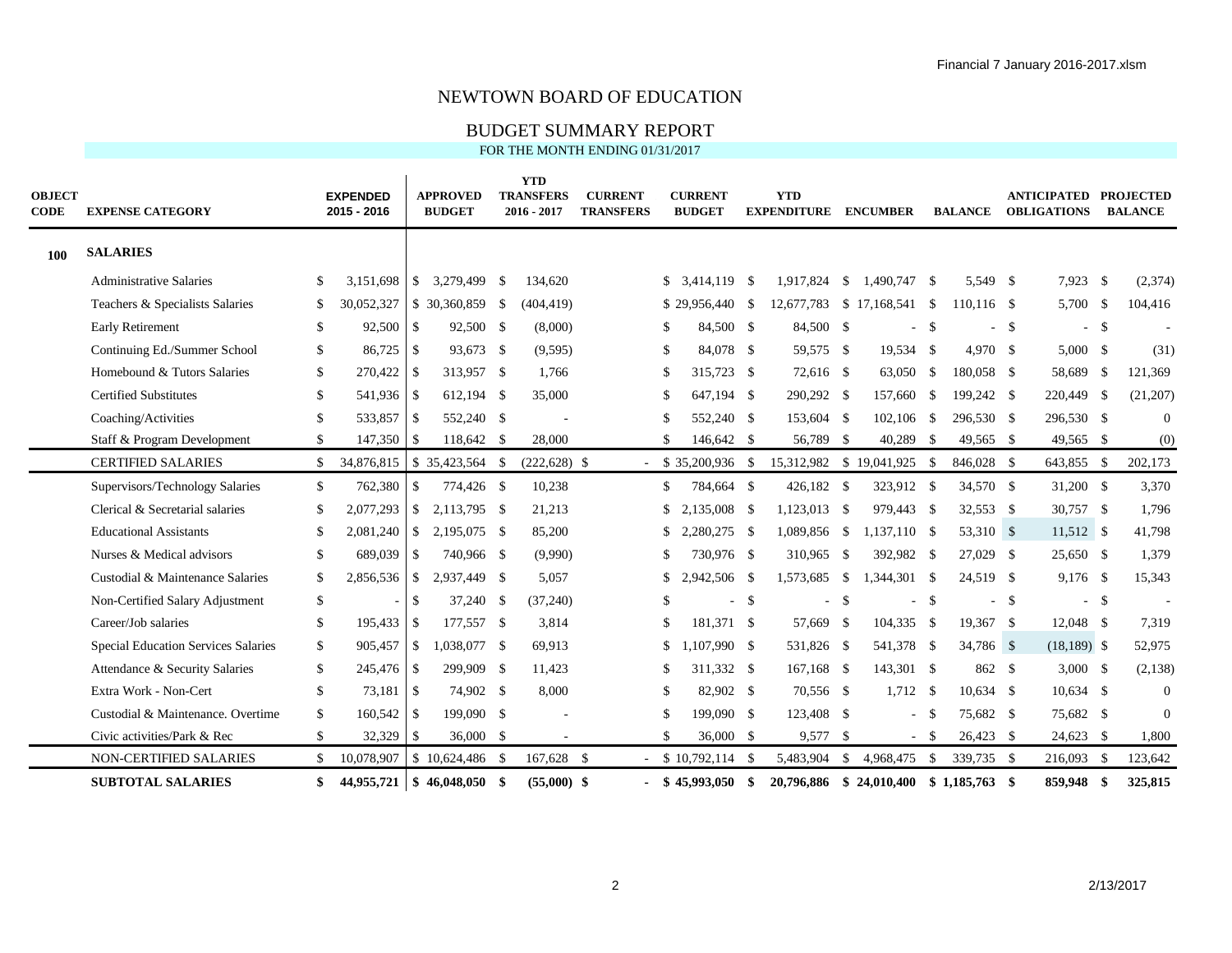# NEWTOWN BOARD OF EDUCATION

## BUDGET SUMMARY REPORT

FOR THE MONTH ENDING 01/31/2017

| OBJECT CODE | EXPENSE CATEGORY | EXPENDED 2015 - 2016 | APPROVED BUDGET | YTD TRANSFERS 2016 - 2017 | CURRENT TRANSFERS | CURRENT BUDGET | YTD EXPENDITURE | ENCUMBER | BALANCE | ANTICIPATED OBLIGATIONS | PROJECTED BALANCE |
|---|---|---|---|---|---|---|---|---|---|---|---|
| **100** | **SALARIES** | | | | | | | | | | |
| | Administrative Salaries | $ 3,151,698 | $ 3,279,499 | $ 134,620 | | $ 3,414,119 | $ 1,917,824 | $ 1,490,747 | $ 5,549 | $ 7,923 | $ (2,374) |
| | Teachers & Specialists Salaries | $ 30,052,327 | $ 30,360,859 | $ (404,419) | | $ 29,956,440 | $ 12,677,783 | $ 17,168,541 | $ 110,116 | $ 5,700 | $ 104,416 |
| | Early Retirement | $ 92,500 | $ 92,500 | $ (8,000) | | $ 84,500 | $ 84,500 | $ - | $ - | $ - | $ - |
| | Continuing Ed./Summer School | $ 86,725 | $ 93,673 | $ (9,595) | | $ 84,078 | $ 59,575 | $ 19,534 | $ 4,970 | $ 5,000 | $ (31) |
| | Homebound & Tutors Salaries | $ 270,422 | $ 313,957 | $ 1,766 | | $ 315,723 | $ 72,616 | $ 63,050 | $ 180,058 | $ 58,689 | $ 121,369 |
| | Certified Substitutes | $ 541,936 | $ 612,194 | $ 35,000 | | $ 647,194 | $ 290,292 | $ 157,660 | $ 199,242 | $ 220,449 | $ (21,207) |
| | Coaching/Activities | $ 533,857 | $ 552,240 | $ - | | $ 552,240 | $ 153,604 | $ 102,106 | $ 296,530 | $ 296,530 | $ 0 |
| | Staff & Program Development | $ 147,350 | $ 118,642 | $ 28,000 | | $ 146,642 | $ 56,789 | $ 40,289 | $ 49,565 | $ 49,565 | $ (0) |
| | CERTIFIED SALARIES | $ 34,876,815 | $ 35,423,564 | $ (222,628) | $ - | $ 35,200,936 | $ 15,312,982 | $ 19,041,925 | $ 846,028 | $ 643,855 | $ 202,173 |
| | Supervisors/Technology Salaries | $ 762,380 | $ 774,426 | $ 10,238 | | $ 784,664 | $ 426,182 | $ 323,912 | $ 34,570 | $ 31,200 | $ 3,370 |
| | Clerical & Secretarial salaries | $ 2,077,293 | $ 2,113,795 | $ 21,213 | | $ 2,135,008 | $ 1,123,013 | $ 979,443 | $ 32,553 | $ 30,757 | $ 1,796 |
| | Educational Assistants | $ 2,081,240 | $ 2,195,075 | $ 85,200 | | $ 2,280,275 | $ 1,089,856 | $ 1,137,110 | $ 53,310 | $ 11,512 | $ 41,798 |
| | Nurses & Medical advisors | $ 689,039 | $ 740,966 | $ (9,990) | | $ 730,976 | $ 310,965 | $ 392,982 | $ 27,029 | $ 25,650 | $ 1,379 |
| | Custodial & Maintenance Salaries | $ 2,856,536 | $ 2,937,449 | $ 5,057 | | $ 2,942,506 | $ 1,573,685 | $ 1,344,301 | $ 24,519 | $ 9,176 | $ 15,343 |
| | Non-Certified Salary Adjustment | $ - | $ 37,240 | $ (37,240) | | $ - | $ - | $ - | $ - | $ - | $ - |
| | Career/Job salaries | $ 195,433 | $ 177,557 | $ 3,814 | | $ 181,371 | $ 57,669 | $ 104,335 | $ 19,367 | $ 12,048 | $ 7,319 |
| | Special Education Services Salaries | $ 905,457 | $ 1,038,077 | $ 69,913 | | $ 1,107,990 | $ 531,826 | $ 541,378 | $ 34,786 | $ (18,189) | $ 52,975 |
| | Attendance & Security Salaries | $ 245,476 | $ 299,909 | $ 11,423 | | $ 311,332 | $ 167,168 | $ 143,301 | $ 862 | $ 3,000 | $ (2,138) |
| | Extra Work - Non-Cert | $ 73,181 | $ 74,902 | $ 8,000 | | $ 82,902 | $ 70,556 | $ 1,712 | $ 10,634 | $ 10,634 | $ 0 |
| | Custodial & Maintenance. Overtime | $ 160,542 | $ 199,090 | $ - | | $ 199,090 | $ 123,408 | $ - | $ 75,682 | $ 75,682 | $ 0 |
| | Civic activities/Park & Rec | $ 32,329 | $ 36,000 | $ - | | $ 36,000 | $ 9,577 | $ - | $ 26,423 | $ 24,623 | $ 1,800 |
| | NON-CERTIFIED SALARIES | $ 10,078,907 | $ 10,624,486 | $ 167,628 | $ - | $ 10,792,114 | $ 5,483,904 | $ 4,968,475 | $ 339,735 | $ 216,093 | $ 123,642 |
| | **SUBTOTAL SALARIES** | **$ 44,955,721** | **$ 46,048,050** | **$ (55,000)** | **$ -** | **$ 45,993,050** | **$ 20,796,886** | **$ 24,010,400** | **$ 1,185,763** | **$ 859,948** | **$ 325,815** |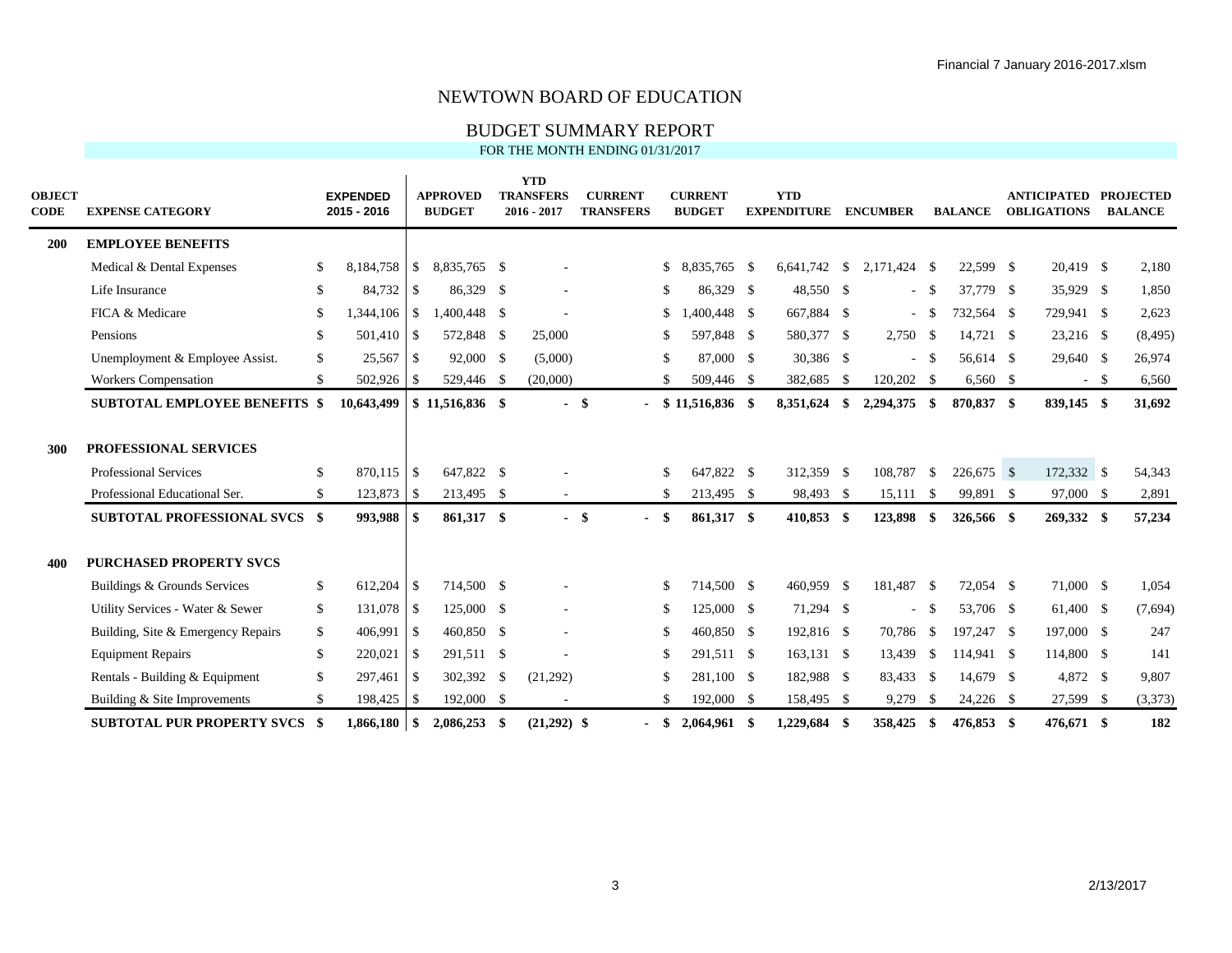# NEWTOWN BOARD OF EDUCATION

## BUDGET SUMMARY REPORT

FOR THE MONTH ENDING 01/31/2017

| OBJECT CODE | EXPENSE CATEGORY | EXPENDED 2015 - 2016 | APPROVED BUDGET | YTD TRANSFERS 2016 - 2017 | CURRENT TRANSFERS | CURRENT BUDGET | YTD EXPENDITURE | ENCUMBER | BALANCE | ANTICIPATED OBLIGATIONS | PROJECTED BALANCE |
|---|---|---|---|---|---|---|---|---|---|---|---|
| **200** | **EMPLOYEE BENEFITS** | | | | | | | | | | |
| | Medical & Dental Expenses | $ 8,184,758 | $ 8,835,765 | $ - | | $ 8,835,765 | $ 6,641,742 | $ 2,171,424 | $ 22,599 | $ 20,419 | $ 2,180 |
| | Life Insurance | $ 84,732 | $ 86,329 | $ - | | $ 86,329 | $ 48,550 | $ - | $ 37,779 | $ 35,929 | $ 1,850 |
| | FICA & Medicare | $ 1,344,106 | $ 1,400,448 | $ - | | $ 1,400,448 | $ 667,884 | $ - | $ 732,564 | $ 729,941 | $ 2,623 |
| | Pensions | $ 501,410 | $ 572,848 | $ 25,000 | | $ 597,848 | $ 580,377 | $ 2,750 | $ 14,721 | $ 23,216 | $ (8,495) |
| | Unemployment & Employee Assist. | $ 25,567 | $ 92,000 | $ (5,000) | | $ 87,000 | $ 30,386 | $ - | $ 56,614 | $ 29,640 | $ 26,974 |
| | Workers Compensation | $ 502,926 | $ 529,446 | $ (20,000) | | $ 509,446 | $ 382,685 | $ 120,202 | $ 6,560 | $ - | $ 6,560 |
| | **SUBTOTAL EMPLOYEE BENEFITS** | **$ 10,643,499** | **$ 11,516,836** | **$ -** | **$ -** | **$ 11,516,836** | **$ 8,351,624** | **$ 2,294,375** | **$ 870,837** | **$ 839,145** | **$ 31,692** |
| **300** | **PROFESSIONAL SERVICES** | | | | | | | | | | |
| | Professional Services | $ 870,115 | $ 647,822 | $ - | | $ 647,822 | $ 312,359 | $ 108,787 | $ 226,675 | $ 172,332 | $ 54,343 |
| | Professional Educational Ser. | $ 123,873 | $ 213,495 | $ - | | $ 213,495 | $ 98,493 | $ 15,111 | $ 99,891 | $ 97,000 | $ 2,891 |
| | **SUBTOTAL PROFESSIONAL SVCS** | **$ 993,988** | **$ 861,317** | **$ -** | **$ -** | **$ 861,317** | **$ 410,853** | **$ 123,898** | **$ 326,566** | **$ 269,332** | **$ 57,234** |
| **400** | **PURCHASED PROPERTY SVCS** | | | | | | | | | | |
| | Buildings & Grounds Services | $ 612,204 | $ 714,500 | $ - | | $ 714,500 | $ 460,959 | $ 181,487 | $ 72,054 | $ 71,000 | $ 1,054 |
| | Utility Services - Water & Sewer | $ 131,078 | $ 125,000 | $ - | | $ 125,000 | $ 71,294 | $ - | $ 53,706 | $ 61,400 | $ (7,694) |
| | Building, Site & Emergency Repairs | $ 406,991 | $ 460,850 | $ - | | $ 460,850 | $ 192,816 | $ 70,786 | $ 197,247 | $ 197,000 | $ 247 |
| | Equipment Repairs | $ 220,021 | $ 291,511 | $ - | | $ 291,511 | $ 163,131 | $ 13,439 | $ 114,941 | $ 114,800 | $ 141 |
| | Rentals - Building & Equipment | $ 297,461 | $ 302,392 | $ (21,292) | | $ 281,100 | $ 182,988 | $ 83,433 | $ 14,679 | $ 4,872 | $ 9,807 |
| | Building & Site Improvements | $ 198,425 | $ 192,000 | $ - | | $ 192,000 | $ 158,495 | $ 9,279 | $ 24,226 | $ 27,599 | $ (3,373) |
| | **SUBTOTAL PUR PROPERTY SVCS** | **$ 1,866,180** | **$ 2,086,253** | **$ (21,292)** | **$ -** | **$ 2,064,961** | **$ 1,229,684** | **$ 358,425** | **$ 476,853** | **$ 476,671** | **$ 182** |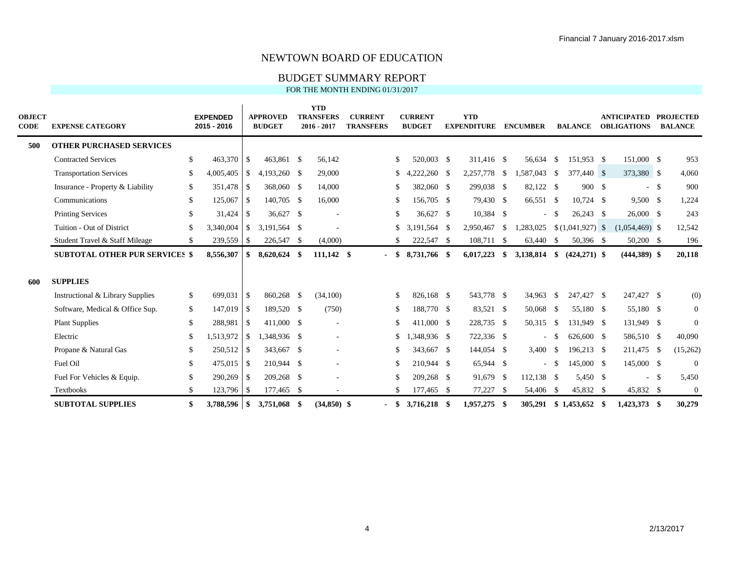# NEWTOWN BOARD OF EDUCATION

## BUDGET SUMMARY REPORT

FOR THE MONTH ENDING 01/31/2017

| OBJECT CODE | EXPENSE CATEGORY | EXPENDED 2015 - 2016 | APPROVED BUDGET | YTD TRANSFERS 2016 - 2017 | CURRENT TRANSFERS | CURRENT BUDGET | YTD EXPENDITURE | ENCUMBER | BALANCE | ANTICIPATED OBLIGATIONS | PROJECTED BALANCE |
|---|---|---|---|---|---|---|---|---|---|---|---|
| **500** | **OTHER PURCHASED SERVICES** | | | | | | | | | | |
| | Contracted Services | $ 463,370 | $ 463,861 | $ 56,142 | | $ 520,003 | $ 311,416 | $ 56,634 | $ 151,953 | $ 151,000 | $ 953 |
| | Transportation Services | $ 4,005,405 | $ 4,193,260 | $ 29,000 | | $ 4,222,260 | $ 2,257,778 | $ 1,587,043 | $ 377,440 | $ 373,380 | $ 4,060 |
| | Insurance - Property & Liability | $ 351,478 | $ 368,060 | $ 14,000 | | $ 382,060 | $ 299,038 | $ 82,122 | $ 900 | $ - | $ 900 |
| | Communications | $ 125,067 | $ 140,705 | $ 16,000 | | $ 156,705 | $ 79,430 | $ 66,551 | $ 10,724 | $ 9,500 | $ 1,224 |
| | Printing Services | $ 31,424 | $ 36,627 | $ - | | $ 36,627 | $ 10,384 | $ - | $ 26,243 | $ 26,000 | $ 243 |
| | Tuition - Out of District | $ 3,340,004 | $ 3,191,564 | $ - | | $ 3,191,564 | $ 2,950,467 | $ 1,283,025 | $ (1,041,927) | $ (1,054,469) | $ 12,542 |
| | Student Travel & Staff Mileage | $ 239,559 | $ 226,547 | $ (4,000) | | $ 222,547 | $ 108,711 | $ 63,440 | $ 50,396 | $ 50,200 | $ 196 |
| | **SUBTOTAL OTHER PUR SERVICES** | **$ 8,556,307** | **$ 8,620,624** | **$ 111,142** | **$ -** | **$ 8,731,766** | **$ 6,017,223** | **$ 3,138,814** | **$ (424,271)** | **$ (444,389)** | **$ 20,118** |
| **600** | **SUPPLIES** | | | | | | | | | | |
| | Instructional & Library Supplies | $ 699,031 | $ 860,268 | $ (34,100) | | $ 826,168 | $ 543,778 | $ 34,963 | $ 247,427 | $ 247,427 | $ (0) |
| | Software, Medical & Office Sup. | $ 147,019 | $ 189,520 | $ (750) | | $ 188,770 | $ 83,521 | $ 50,068 | $ 55,180 | $ 55,180 | $ 0 |
| | Plant Supplies | $ 288,981 | $ 411,000 | $ - | | $ 411,000 | $ 228,735 | $ 50,315 | $ 131,949 | $ 131,949 | $ 0 |
| | Electric | $ 1,513,972 | $ 1,348,936 | $ - | | $ 1,348,936 | $ 722,336 | $ - | $ 626,600 | $ 586,510 | $ 40,090 |
| | Propane & Natural Gas | $ 250,512 | $ 343,667 | $ - | | $ 343,667 | $ 144,054 | $ 3,400 | $ 196,213 | $ 211,475 | $ (15,262) |
| | Fuel Oil | $ 475,015 | $ 210,944 | $ - | | $ 210,944 | $ 65,944 | $ - | $ 145,000 | $ 145,000 | $ 0 |
| | Fuel For Vehicles & Equip. | $ 290,269 | $ 209,268 | $ - | | $ 209,268 | $ 91,679 | $ 112,138 | $ 5,450 | $ - | $ 5,450 |
| | Textbooks | $ 123,796 | $ 177,465 | $ - | | $ 177,465 | $ 77,227 | $ 54,406 | $ 45,832 | $ 45,832 | $ 0 |
| | **SUBTOTAL SUPPLIES** | **$ 3,788,596** | **$ 3,751,068** | **$ (34,850)** | **$ -** | **$ 3,716,218** | **$ 1,957,275** | **$ 305,291** | **$ 1,453,652** | **$ 1,423,373** | **$ 30,279** |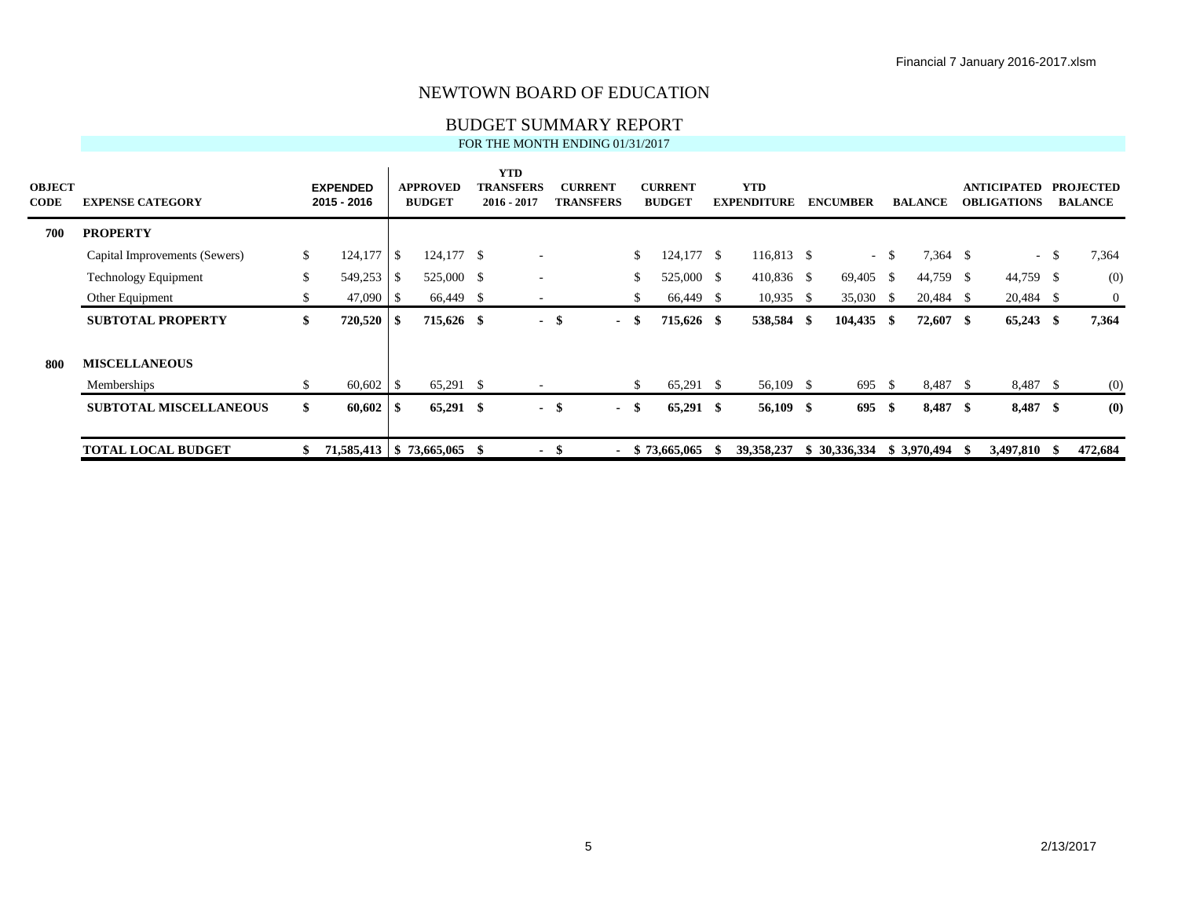# NEWTOWN BOARD OF EDUCATION

## BUDGET SUMMARY REPORT

FOR THE MONTH ENDING 01/31/2017

| OBJECT CODE | EXPENSE CATEGORY | EXPENDED 2015 - 2016 | APPROVED BUDGET | YTD TRANSFERS 2016 - 2017 | CURRENT TRANSFERS | CURRENT BUDGET | YTD EXPENDITURE | ENCUMBER | BALANCE | ANTICIPATED OBLIGATIONS | PROJECTED BALANCE |
|---|---|---|---|---|---|---|---|---|---|---|---|
| **700** | **PROPERTY** | | | | | | | | | | |
| | Capital Improvements (Sewers) | $ 124,177 | $ 124,177 | $ - | | $ 124,177 | $ 116,813 | $ - | $ 7,364 | $ - | $ 7,364 |
| | Technology Equipment | $ 549,253 | $ 525,000 | $ - | | $ 525,000 | $ 410,836 | $ 69,405 | $ 44,759 | $ 44,759 | $ (0) |
| | Other Equipment | $ 47,090 | $ 66,449 | $ - | | $ 66,449 | $ 10,935 | $ 35,030 | $ 20,484 | $ 20,484 | $ 0 |
| | **SUBTOTAL PROPERTY** | **$ 720,520** | **$ 715,626** | **$ -** | **$ -** | **$ 715,626** | **$ 538,584** | **$ 104,435** | **$ 72,607** | **$ 65,243** | **$ 7,364** |
| **800** | **MISCELLANEOUS** | | | | | | | | | | |
| | Memberships | $ 60,602 | $ 65,291 | $ - | | $ 65,291 | $ 56,109 | $ 695 | $ 8,487 | $ 8,487 | $ (0) |
| | **SUBTOTAL MISCELLANEOUS** | **$ 60,602** | **$ 65,291** | **$ -** | **$ -** | **$ 65,291** | **$ 56,109** | **$ 695** | **$ 8,487** | **$ 8,487** | **$ (0)** |
| | **TOTAL LOCAL BUDGET** | **$ 71,585,413** | **$ 73,665,065** | **$ -** | **$ -** | **$ 73,665,065** | **$ 39,358,237** | **$ 30,336,334** | **$ 3,970,494** | **$ 3,497,810** | **$ 472,684** |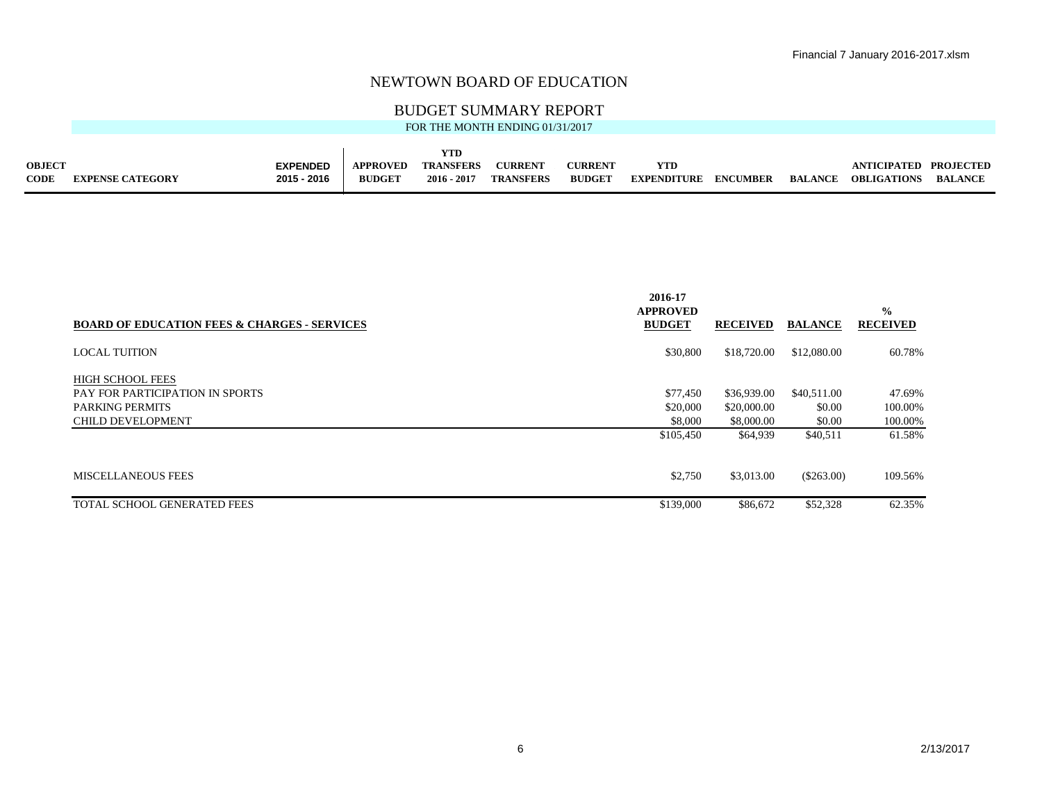Financial 7 January 2016-2017.xlsm

# NEWTOWN BOARD OF EDUCATION

## BUDGET SUMMARY REPORT

FOR THE MONTH ENDING 01/31/2017

| OBJECT CODE | EXPENSE CATEGORY | EXPENDED 2015 - 2016 | APPROVED BUDGET | YTD TRANSFERS 2016 - 2017 | CURRENT TRANSFERS | CURRENT BUDGET | YTD EXPENDITURE | ENCUMBER | BALANCE | ANTICIPATED OBLIGATIONS | PROJECTED BALANCE |
|---|---|---|---|---|---|---|---|---|---|---|---|

| BOARD OF EDUCATION FEES & CHARGES - SERVICES | 2016-17 APPROVED BUDGET | RECEIVED | BALANCE | % RECEIVED |
|---|---|---|---|---|
| LOCAL TUITION | $30,800 | $18,720.00 | $12,080.00 | 60.78% |
| HIGH SCHOOL FEES | | | | |
| PAY FOR PARTICIPATION IN SPORTS | $77,450 | $36,939.00 | $40,511.00 | 47.69% |
| PARKING PERMITS | $20,000 | $20,000.00 | $0.00 | 100.00% |
| CHILD DEVELOPMENT | $8,000 | $8,000.00 | $0.00 | 100.00% |
| | $105,450 | $64,939 | $40,511 | 61.58% |
| MISCELLANEOUS FEES | $2,750 | $3,013.00 | ($263.00) | 109.56% |
| TOTAL SCHOOL GENERATED FEES | $139,000 | $86,672 | $52,328 | 62.35% |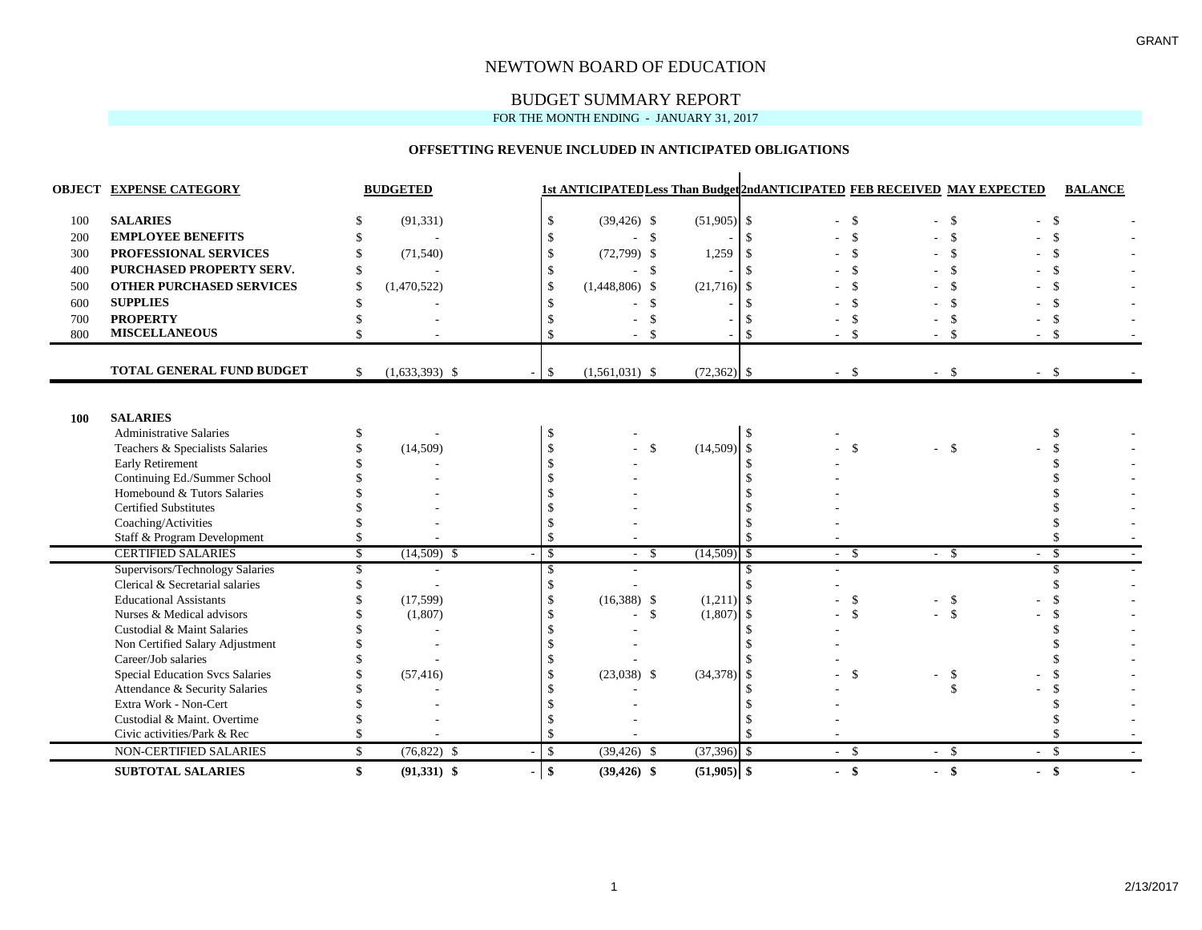GRANT

# NEWTOWN BOARD OF EDUCATION

## BUDGET SUMMARY REPORT

FOR THE MONTH ENDING - JANUARY 31, 2017

### OFFSETTING REVENUE INCLUDED IN ANTICIPATED OBLIGATIONS

| OBJECT | EXPENSE CATEGORY | BUDGETED | | 1st ANTICIPATED | Less Than Budget | 2ndANTICIPATED | FEB RECEIVED | MAY EXPECTED | BALANCE |
|---|---|---|---|---|---|---|---|---|---|
| 100 | **SALARIES** | $ (91,331) | | $ (39,426) | $ (51,905) | $ - | $ - | $ - | $ - |
| 200 | **EMPLOYEE BENEFITS** | $ - | | $ - | $ - | $ - | $ - | $ - | $ - |
| 300 | **PROFESSIONAL SERVICES** | $ (71,540) | | $ (72,799) | $ 1,259 | $ - | $ - | $ - | $ - |
| 400 | **PURCHASED PROPERTY SERV.** | $ - | | $ - | $ - | $ - | $ - | $ - | $ - |
| 500 | **OTHER PURCHASED SERVICES** | $ (1,470,522) | | $ (1,448,806) | $ (21,716) | $ - | $ - | $ - | $ - |
| 600 | **SUPPLIES** | $ - | | $ - | $ - | $ - | $ - | $ - | $ - |
| 700 | **PROPERTY** | $ - | | $ - | $ - | $ - | $ - | $ - | $ - |
| 800 | **MISCELLANEOUS** | $ - | | $ - | $ - | $ - | $ - | $ - | $ - |
| | **TOTAL GENERAL FUND BUDGET** | $ (1,633,393) | $ - | $ (1,561,031) | $ (72,362) | $ - | $ - | $ - | $ - |

| OBJECT | EXPENSE CATEGORY | BUDGETED | | 1st ANTICIPATED | Less Than Budget | 2ndANTICIPATED | FEB RECEIVED | MAY EXPECTED | BALANCE |
|---|---|---|---|---|---|---|---|---|---|
| **100** | **SALARIES** | | | | | | | | |
| | Administrative Salaries | $ - | | $ - | | $ - | | | $ - |
| | Teachers & Specialists Salaries | $ (14,509) | | $ - | $ (14,509) | $ - | $ - | $ - | $ - |
| | Early Retirement | $ - | | $ - | | $ - | | | $ - |
| | Continuing Ed./Summer School | $ - | | $ - | | $ - | | | $ - |
| | Homebound & Tutors Salaries | $ - | | $ - | | $ - | | | $ - |
| | Certified Substitutes | $ - | | $ - | | $ - | | | $ - |
| | Coaching/Activities | $ - | | $ - | | $ - | | | $ - |
| | Staff & Program Development | $ - | | $ - | | $ - | | | $ - |
| | CERTIFIED SALARIES | $ (14,509) | $ - | $ - | $ (14,509) | $ - | $ - | $ - | $ - |
| | Supervisors/Technology Salaries | $ - | | $ - | | $ - | | | $ - |
| | Clerical & Secretarial salaries | $ - | | $ - | | $ - | | | $ - |
| | Educational Assistants | $ (17,599) | | $ (16,388) | $ (1,211) | $ - | $ - | $ - | $ - |
| | Nurses & Medical advisors | $ (1,807) | | $ - | $ (1,807) | $ - | $ - | $ - | $ - |
| | Custodial & Maint Salaries | $ - | | $ - | | $ - | | | $ - |
| | Non Certified Salary Adjustment | $ - | | $ - | | $ - | | | $ - |
| | Career/Job salaries | $ - | | $ - | | $ - | | | $ - |
| | Special Education Svcs Salaries | $ (57,416) | | $ (23,038) | $ (34,378) | $ - | $ - | $ - | $ - |
| | Attendance & Security Salaries | $ - | | $ - | | $ - | | $ - | $ - |
| | Extra Work - Non-Cert | $ - | | $ - | | $ - | | | $ - |
| | Custodial & Maint. Overtime | $ - | | $ - | | $ - | | | $ - |
| | Civic activities/Park & Rec | $ - | | $ - | | $ - | | | $ - |
| | NON-CERTIFIED SALARIES | $ (76,822) | $ - | $ (39,426) | $ (37,396) | $ - | $ - | $ - | $ - |
| | **SUBTOTAL SALARIES** | **$ (91,331)** | **$ -** | **$ (39,426)** | **$ (51,905)** | **$ -** | **$ -** | **$ -** | **$ -** |

2/13/2017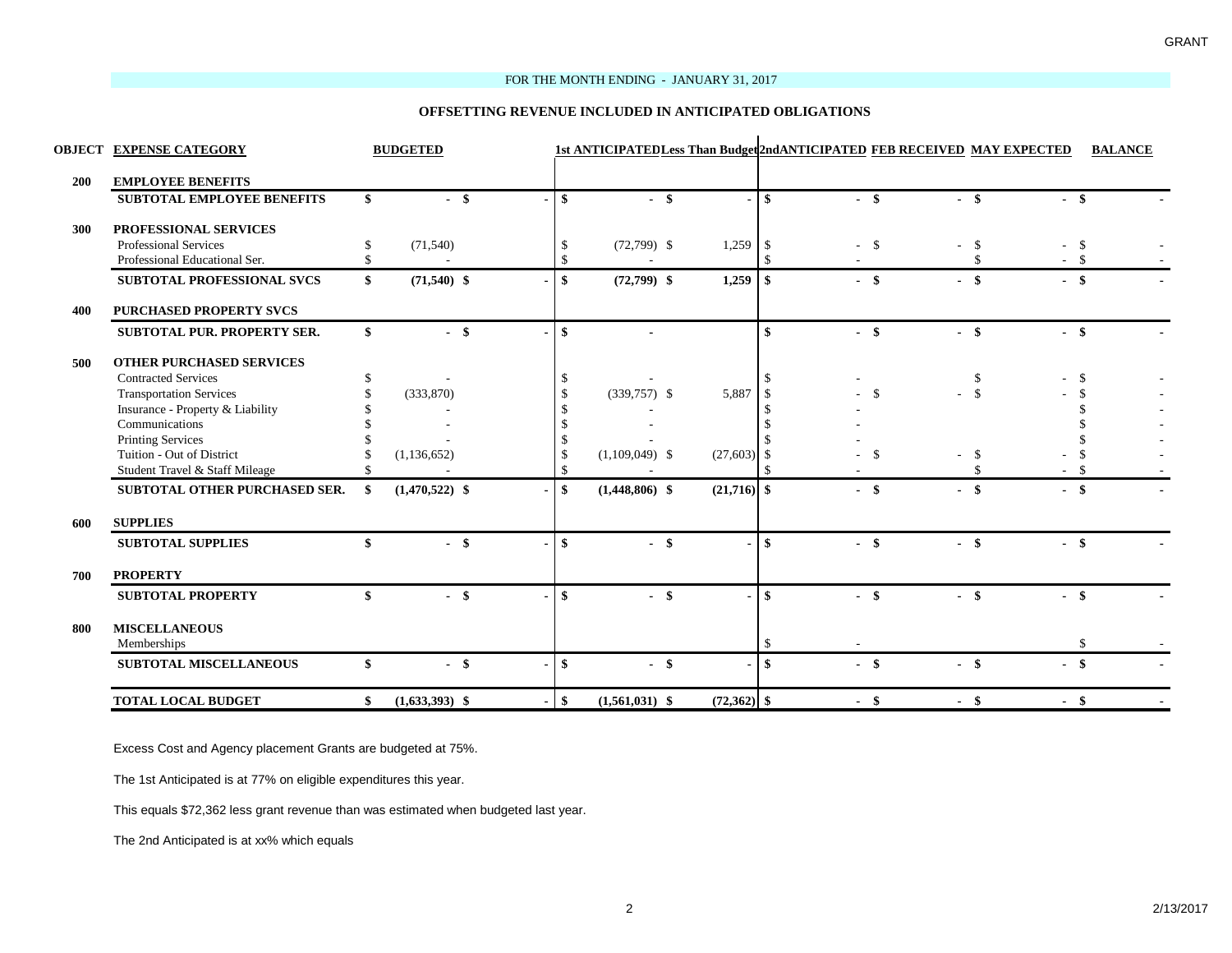FOR THE MONTH ENDING - JANUARY 31, 2017

**OFFSETTING REVENUE INCLUDED IN ANTICIPATED OBLIGATIONS**

| OBJECT | EXPENSE CATEGORY | BUDGETED | | 1st ANTICIPATED | Less Than Budget | 2ndANTICIPATED | FEB RECEIVED | MAY EXPECTED | BALANCE |
|---|---|---|---|---|---|---|---|---|---|
| 200 | **EMPLOYEE BENEFITS** | | | | | | | | |
| | **SUBTOTAL EMPLOYEE BENEFITS** | **$ -** | **$ -** | **$ -** | **$ -** | **$ -** | **$ -** | **$ -** | **$ -** |
| 300 | **PROFESSIONAL SERVICES** | | | | | | | | |
| | Professional Services | $ (71,540) | | $ (72,799) | $ 1,259 | $ - | $ - | $ - | $ - |
| | Professional Educational Ser. | $ - | | $ - | | $ - | | $ - | $ - |
| | **SUBTOTAL PROFESSIONAL SVCS** | **$ (71,540)** | **$ -** | **$ (72,799)** | **$ 1,259** | **$ -** | **$ -** | **$ -** | **$ -** |
| 400 | **PURCHASED PROPERTY SVCS** | | | | | | | | |
| | **SUBTOTAL PUR. PROPERTY SER.** | **$ -** | **$ -** | **$ -** | | **$ -** | **$ -** | **$ -** | **$ -** |
| 500 | **OTHER PURCHASED SERVICES** | | | | | | | | |
| | Contracted Services | $ - | | $ - | | $ - | | $ - | $ - |
| | Transportation Services | $ (333,870) | | $ (339,757) | $ 5,887 | $ - | $ - | $ - | $ - |
| | Insurance - Property & Liability | $ - | | $ - | | $ - | | | $ - |
| | Communications | $ - | | $ - | | $ - | | | $ - |
| | Printing Services | $ - | | $ - | | $ - | | | $ - |
| | Tuition - Out of District | $ (1,136,652) | | $ (1,109,049) | $ (27,603) | $ - | $ - | $ - | $ - |
| | Student Travel & Staff Mileage | $ - | | $ - | | $ - | | $ - | $ - |
| | **SUBTOTAL OTHER PURCHASED SER.** | **$ (1,470,522)** | **$ -** | **$ (1,448,806)** | **$ (21,716)** | **$ -** | **$ -** | **$ -** | **$ -** |
| 600 | **SUPPLIES** | | | | | | | | |
| | **SUBTOTAL SUPPLIES** | **$ -** | **$ -** | **$ -** | **$ -** | **$ -** | **$ -** | **$ -** | **$ -** |
| 700 | **PROPERTY** | | | | | | | | |
| | **SUBTOTAL PROPERTY** | **$ -** | **$ -** | **$ -** | **$ -** | **$ -** | **$ -** | **$ -** | **$ -** |
| 800 | **MISCELLANEOUS** | | | | | | | | |
| | Memberships | | | | | $ - | | | $ - |
| | **SUBTOTAL MISCELLANEOUS** | **$ -** | **$ -** | **$ -** | **$ -** | **$ -** | **$ -** | **$ -** | **$ -** |
| | **TOTAL LOCAL BUDGET** | **$ (1,633,393)** | **$ -** | **$ (1,561,031)** | **$ (72,362)** | **$ -** | **$ -** | **$ -** | **$ -** |

Excess Cost and Agency placement Grants are budgeted at 75%.

The 1st Anticipated is at 77% on eligible expenditures this year.

This equals $72,362 less grant revenue than was estimated when budgeted last year.

The 2nd Anticipated is at xx% which equals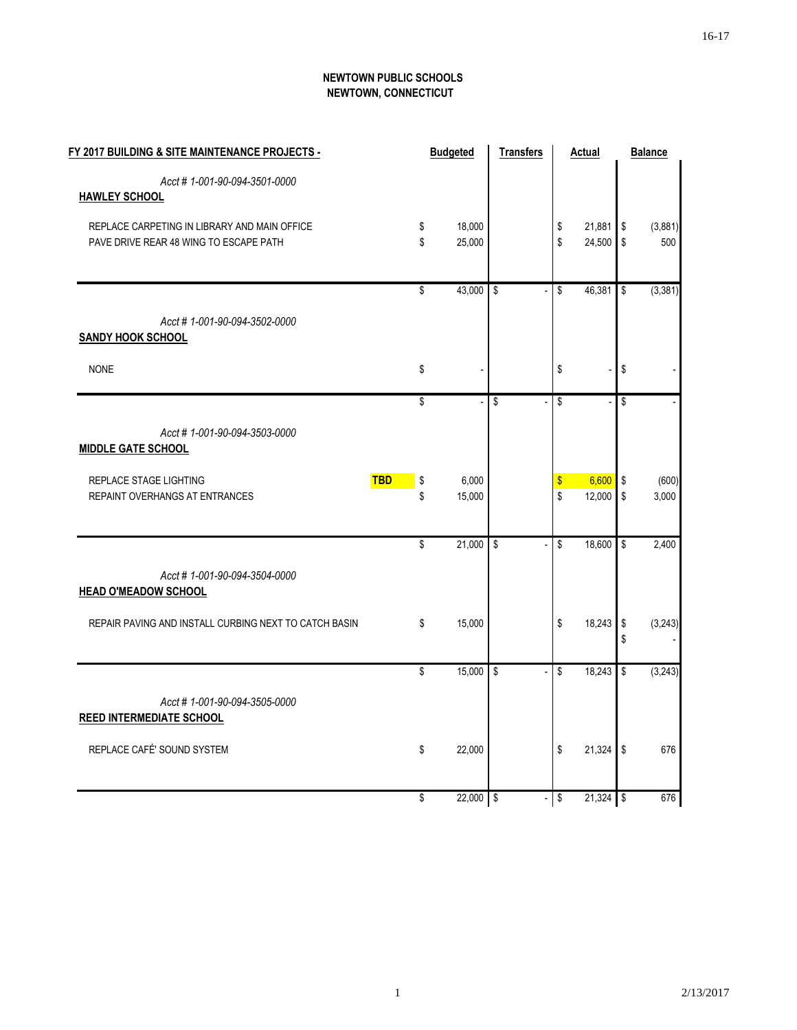**NEWTOWN PUBLIC SCHOOLS**
**NEWTOWN, CONNECTICUT**

| FY 2017 BUILDING & SITE MAINTENANCE PROJECTS - | | Budgeted | Transfers | Actual | Balance |
|---|---|---|---|---|---|
| *Acct # 1-001-90-094-3501-0000* | | | | | |
| **HAWLEY SCHOOL** | | | | | |
| REPLACE CARPETING IN LIBRARY AND MAIN OFFICE | | $ 18,000 | | $ 21,881 | $ (3,881) |
| PAVE DRIVE REAR 48 WING TO ESCAPE PATH | | $ 25,000 | | $ 24,500 | $ 500 |
| | | $ 43,000 | $ - | $ 46,381 | $ (3,381) |
| *Acct # 1-001-90-094-3502-0000* | | | | | |
| **SANDY HOOK SCHOOL** | | | | | |
| NONE | | $ - | | $ - | $ - |
| | | $ - | $ - | $ - | $ - |
| *Acct # 1-001-90-094-3503-0000* | | | | | |
| **MIDDLE GATE SCHOOL** | | | | | |
| REPLACE STAGE LIGHTING | **TBD** | $ 6,000 | | $ 6,600 | $ (600) |
| REPAINT OVERHANGS AT ENTRANCES | | $ 15,000 | | $ 12,000 | $ 3,000 |
| | | $ 21,000 | $ - | $ 18,600 | $ 2,400 |
| *Acct # 1-001-90-094-3504-0000* | | | | | |
| **HEAD O'MEADOW SCHOOL** | | | | | |
| REPAIR PAVING AND INSTALL CURBING NEXT TO CATCH BASIN | | $ 15,000 | | $ 18,243 | $ (3,243) |
| | | | | | $ - |
| | | $ 15,000 | $ - | $ 18,243 | $ (3,243) |
| *Acct # 1-001-90-094-3505-0000* | | | | | |
| **REED INTERMEDIATE SCHOOL** | | | | | |
| REPLACE CAFÉ' SOUND SYSTEM | | $ 22,000 | | $ 21,324 | $ 676 |
| | | $ 22,000 | $ - | $ 21,324 | $ 676 |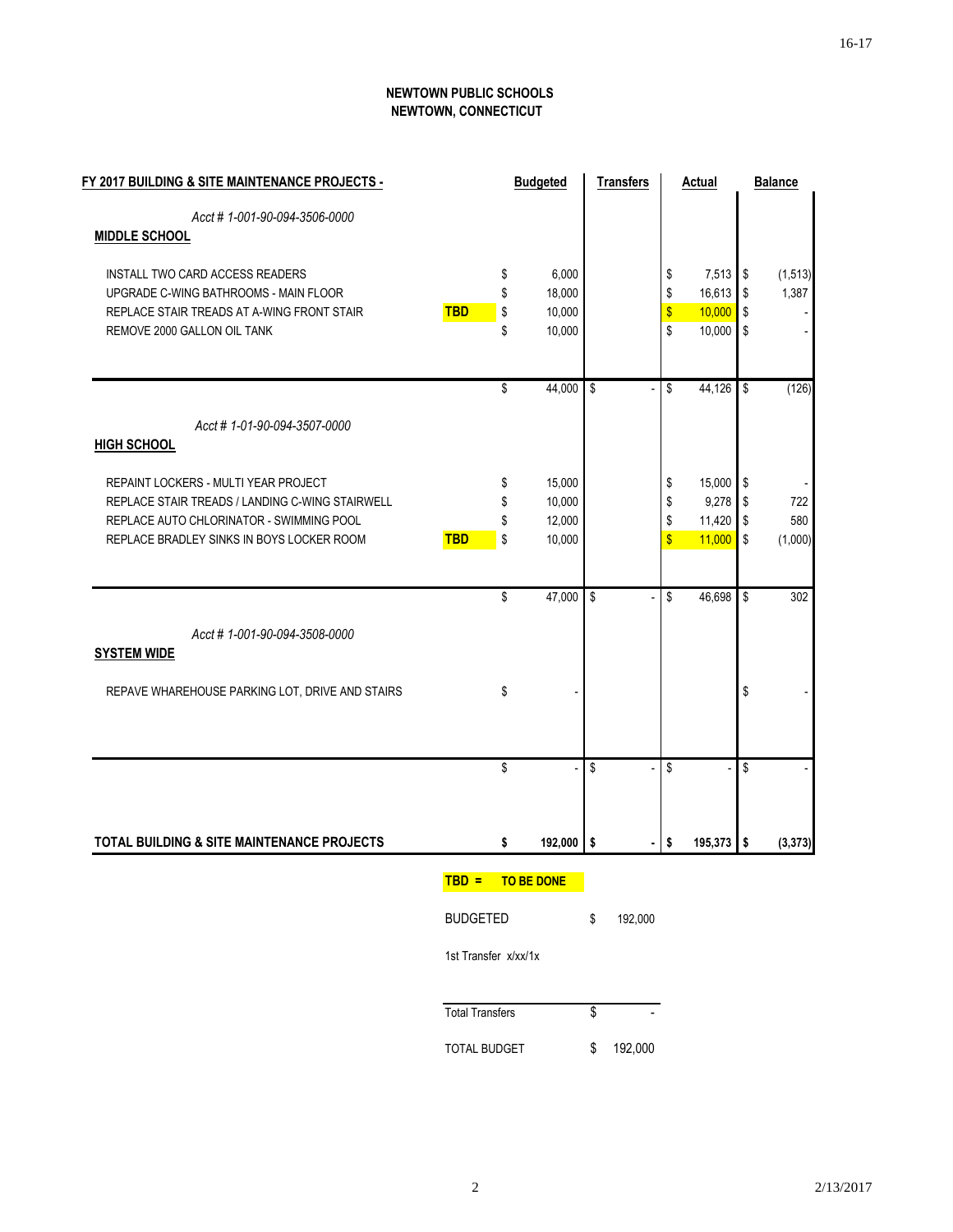**NEWTOWN PUBLIC SCHOOLS**
**NEWTOWN, CONNECTICUT**

| FY 2017 BUILDING & SITE MAINTENANCE PROJECTS - | | Budgeted | Transfers | Actual | Balance |
|---|---|---|---|---|---|
| *Acct # 1-001-90-094-3506-0000* | | | | | |
| **MIDDLE SCHOOL** | | | | | |
| INSTALL TWO CARD ACCESS READERS | | $ 6,000 | | $ 7,513 | $ (1,513) |
| UPGRADE C-WING BATHROOMS - MAIN FLOOR | | $ 18,000 | | $ 16,613 | $ 1,387 |
| REPLACE STAIR TREADS AT A-WING FRONT STAIR | **TBD** | $ 10,000 | | $ 10,000 | $ - |
| REMOVE 2000 GALLON OIL TANK | | $ 10,000 | | $ 10,000 | $ - |
| | | $ 44,000 | $ - | $ 44,126 | $ (126) |
| *Acct # 1-01-90-094-3507-0000* | | | | | |
| **HIGH SCHOOL** | | | | | |
| REPAINT LOCKERS - MULTI YEAR PROJECT | | $ 15,000 | | $ 15,000 | $ - |
| REPLACE STAIR TREADS / LANDING C-WING STAIRWELL | | $ 10,000 | | $ 9,278 | $ 722 |
| REPLACE AUTO CHLORINATOR - SWIMMING POOL | | $ 12,000 | | $ 11,420 | $ 580 |
| REPLACE BRADLEY SINKS IN BOYS LOCKER ROOM | **TBD** | $ 10,000 | | $ 11,000 | $ (1,000) |
| | | $ 47,000 | $ - | $ 46,698 | $ 302 |
| *Acct # 1-001-90-094-3508-0000* | | | | | |
| **SYSTEM WIDE** | | | | | |
| REPAVE WHAREHOUSE PARKING LOT, DRIVE AND STAIRS | | $ - | | | $ - |
| | | $ - | $ - | $ - | $ - |
| **TOTAL BUILDING & SITE MAINTENANCE PROJECTS** | | **$ 192,000** | **$ -** | **$ 195,373** | **$ (3,373)** |

**TBD = TO BE DONE**

| | |
|---|---|
| BUDGETED | $ 192,000 |
| 1st Transfer x/xx/1x | |
| Total Transfers | $ - |
| TOTAL BUDGET | $ 192,000 |